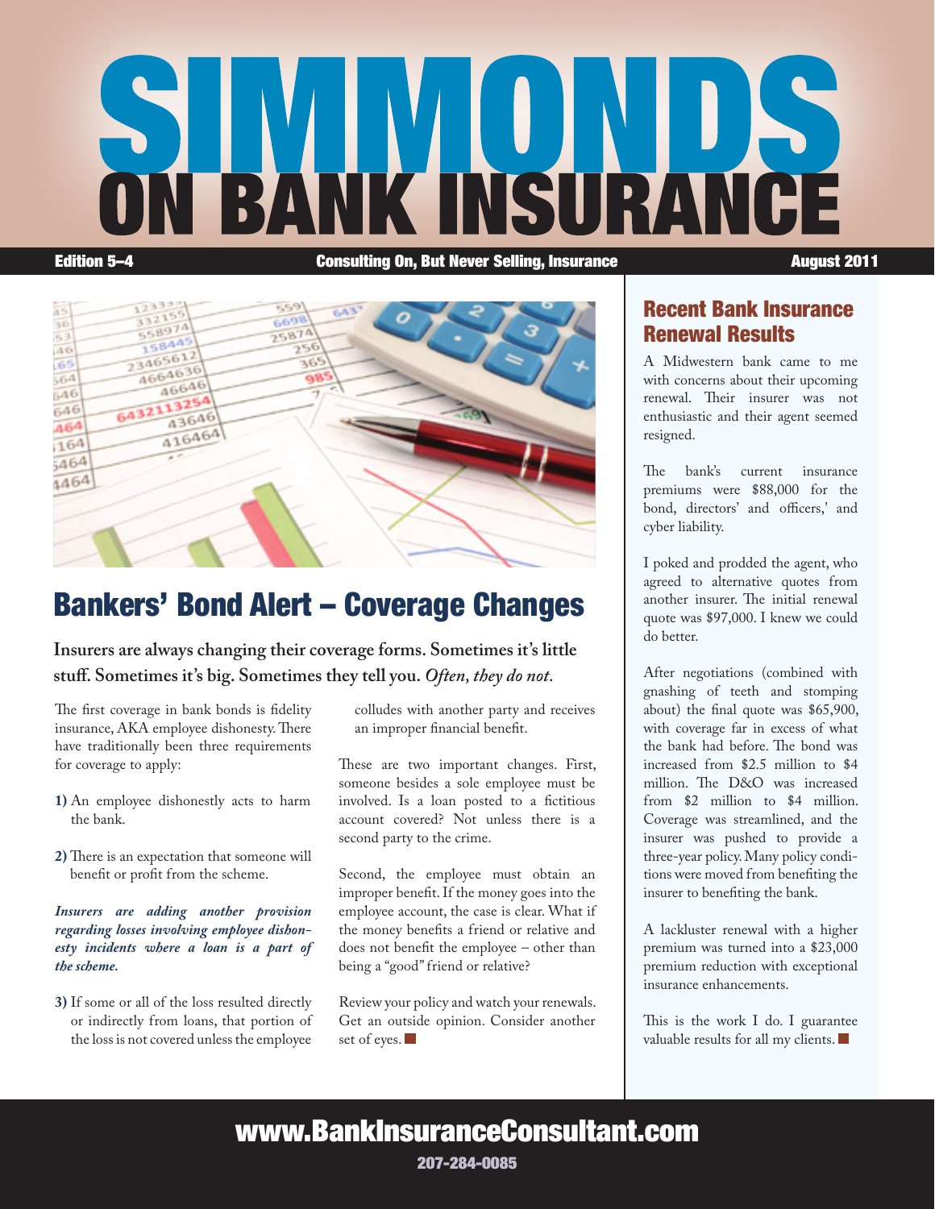# SIMMONDS ON BANK INSURANCE

**Edition 5–4** | **Consulting On, But Never Selling, Insurance** | **August 2011**

## Bankers' Bond Alert – Coverage Changes

**Insurers are always changing their coverage forms. Sometimes it's little stuff. Sometimes it's big. Sometimes they tell you. *Often, they do not.***

The first coverage in bank bonds is fidelity insurance, AKA employee dishonesty. There have traditionally been three requirements for coverage to apply:

**1)** An employee dishonestly acts to harm the bank.

**2)** There is an expectation that someone will benefit or profit from the scheme.

***Insurers are adding another provision regarding losses involving employee dishonesty incidents where a loan is a part of the scheme.***

**3)** If some or all of the loss resulted directly or indirectly from loans, that portion of the loss is not covered unless the employee colludes with another party and receives an improper financial benefit.

These are two important changes. First, someone besides a sole employee must be involved. Is a loan posted to a fictitious account covered? Not unless there is a second party to the crime.

Second, the employee must obtain an improper benefit. If the money goes into the employee account, the case is clear. What if the money benefits a friend or relative and does not benefit the employee – other than being a "good" friend or relative?

Review your policy and watch your renewals. Get an outside opinion. Consider another set of eyes. ■

## Recent Bank Insurance Renewal Results

A Midwestern bank came to me with concerns about their upcoming renewal. Their insurer was not enthusiastic and their agent seemed resigned.

The bank's current insurance premiums were $88,000 for the bond, directors' and officers,' and cyber liability.

I poked and prodded the agent, who agreed to alternative quotes from another insurer. The initial renewal quote was $97,000. I knew we could do better.

After negotiations (combined with gnashing of teeth and stomping about) the final quote was $65,900, with coverage far in excess of what the bank had before. The bond was increased from $2.5 million to $4 million. The D&O was increased from $2 million to $4 million. Coverage was streamlined, and the insurer was pushed to provide a three-year policy. Many policy conditions were moved from benefiting the insurer to benefiting the bank.

A lackluster renewal with a higher premium was turned into a $23,000 premium reduction with exceptional insurance enhancements.

This is the work I do. I guarantee valuable results for all my clients. ■

**www.BankInsuranceConsultant.com**

**207-284-0085**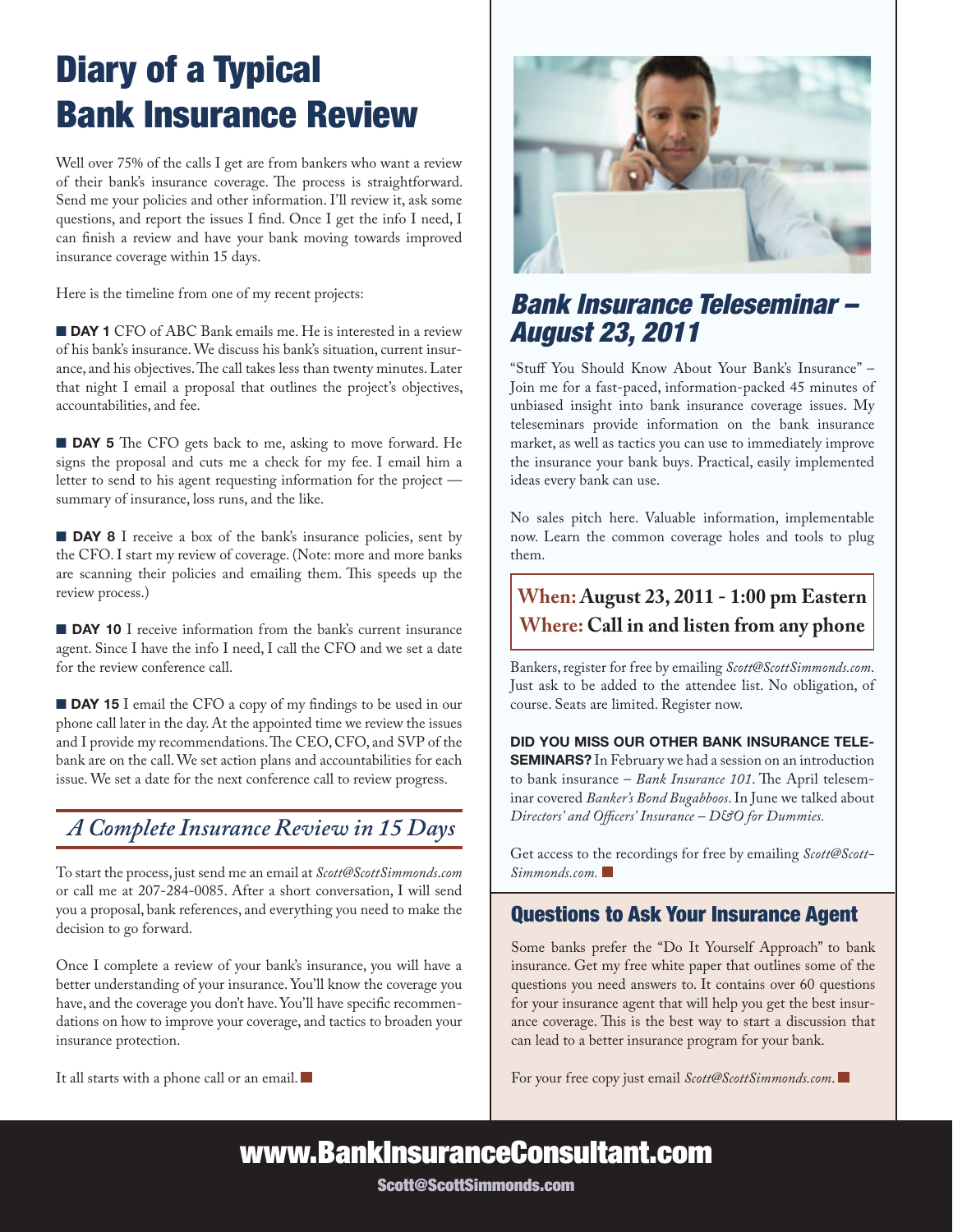# Diary of a Typical Bank Insurance Review

Well over 75% of the calls I get are from bankers who want a review of their bank's insurance coverage. The process is straightforward. Send me your policies and other information. I'll review it, ask some questions, and report the issues I find. Once I get the info I need, I can finish a review and have your bank moving towards improved insurance coverage within 15 days.

Here is the timeline from one of my recent projects:

■ **DAY 1** CFO of ABC Bank emails me. He is interested in a review of his bank's insurance. We discuss his bank's situation, current insurance, and his objectives. The call takes less than twenty minutes. Later that night I email a proposal that outlines the project's objectives, accountabilities, and fee.

■ **DAY 5** The CFO gets back to me, asking to move forward. He signs the proposal and cuts me a check for my fee. I email him a letter to send to his agent requesting information for the project — summary of insurance, loss runs, and the like.

■ **DAY 8** I receive a box of the bank's insurance policies, sent by the CFO. I start my review of coverage. (Note: more and more banks are scanning their policies and emailing them. This speeds up the review process.)

■ **DAY 10** I receive information from the bank's current insurance agent. Since I have the info I need, I call the CFO and we set a date for the review conference call.

■ **DAY 15** I email the CFO a copy of my findings to be used in our phone call later in the day. At the appointed time we review the issues and I provide my recommendations. The CEO, CFO, and SVP of the bank are on the call. We set action plans and accountabilities for each issue. We set a date for the next conference call to review progress.

## *A Complete Insurance Review in 15 Days*

To start the process, just send me an email at *Scott@ScottSimmonds.com* or call me at 207-284-0085. After a short conversation, I will send you a proposal, bank references, and everything you need to make the decision to go forward.

Once I complete a review of your bank's insurance, you will have a better understanding of your insurance. You'll know the coverage you have, and the coverage you don't have. You'll have specific recommendations on how to improve your coverage, and tactics to broaden your insurance protection.

It all starts with a phone call or an email. ■

## *Bank Insurance Teleseminar – August 23, 2011*

"Stuff You Should Know About Your Bank's Insurance" – Join me for a fast-paced, information-packed 45 minutes of unbiased insight into bank insurance coverage issues. My teleseminars provide information on the bank insurance market, as well as tactics you can use to immediately improve the insurance your bank buys. Practical, easily implemented ideas every bank can use.

No sales pitch here. Valuable information, implementable now. Learn the common coverage holes and tools to plug them.

**When: August 23, 2011 - 1:00 pm Eastern**
**Where: Call in and listen from any phone**

Bankers, register for free by emailing *Scott@ScottSimmonds.com*. Just ask to be added to the attendee list. No obligation, of course. Seats are limited. Register now.

**DID YOU MISS OUR OTHER BANK INSURANCE TELESEMINARS?** In February we had a session on an introduction to bank insurance – *Bank Insurance 101*. The April teleseminar covered *Banker's Bond Bugabboos*. In June we talked about *Directors' and Officers' Insurance – D&O for Dummies.*

Get access to the recordings for free by emailing *Scott@ScottSimmonds.com.* ■

## Questions to Ask Your Insurance Agent

Some banks prefer the "Do It Yourself Approach" to bank insurance. Get my free white paper that outlines some of the questions you need answers to. It contains over 60 questions for your insurance agent that will help you get the best insurance coverage. This is the best way to start a discussion that can lead to a better insurance program for your bank.

For your free copy just email *Scott@ScottSimmonds.com*. ■

**www.BankInsuranceConsultant.com**
**Scott@ScottSimmonds.com**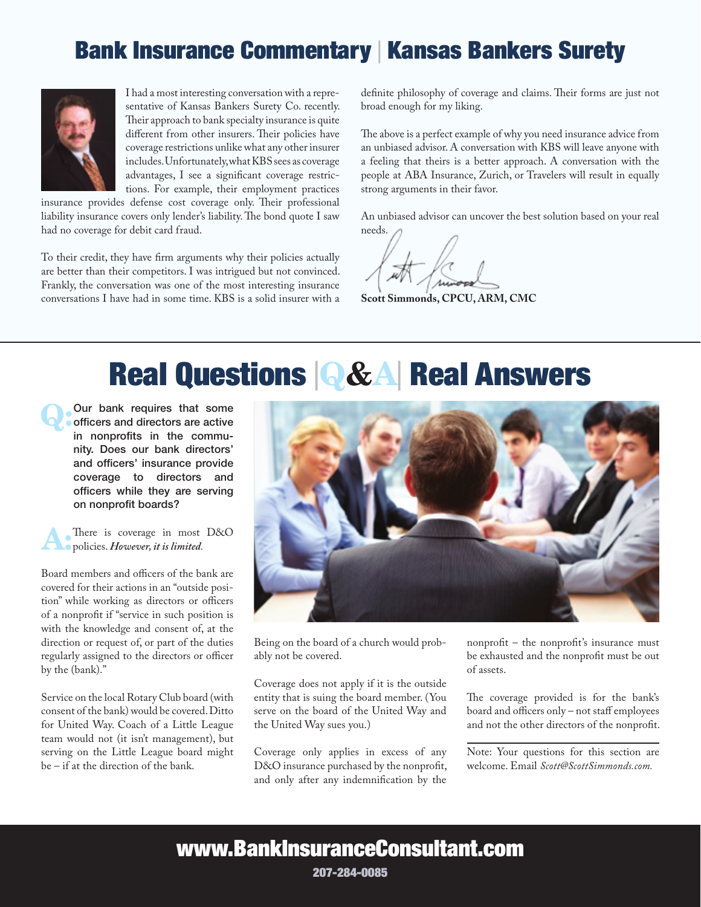# Bank Insurance Commentary | Kansas Bankers Surety

I had a most interesting conversation with a representative of Kansas Bankers Surety Co. recently. Their approach to bank specialty insurance is quite different from other insurers. Their policies have coverage restrictions unlike what any other insurer includes. Unfortunately, what KBS sees as coverage advantages, I see a significant coverage restrictions. For example, their employment practices insurance provides defense cost coverage only. Their professional liability insurance covers only lender's liability. The bond quote I saw had no coverage for debit card fraud.

To their credit, they have firm arguments why their policies actually are better than their competitors. I was intrigued but not convinced. Frankly, the conversation was one of the most interesting insurance conversations I have had in some time. KBS is a solid insurer with a definite philosophy of coverage and claims. Their forms are just not broad enough for my liking.

The above is a perfect example of why you need insurance advice from an unbiased advisor. A conversation with KBS will leave anyone with a feeling that theirs is a better approach. A conversation with the people at ABA Insurance, Zurich, or Travelers will result in equally strong arguments in their favor.

An unbiased advisor can uncover the best solution based on your real needs.

**Scott Simmonds, CPCU, ARM, CMC**

# Real Questions | Q&A | Real Answers

**Q: Our bank requires that some officers and directors are active in nonprofits in the community. Does our bank directors' and officers' insurance provide coverage to directors and officers while they are serving on nonprofit boards?**

**A:** There is coverage in most D&O policies. ***However, it is limited.***

Board members and officers of the bank are covered for their actions in an "outside position" while working as directors or officers of a nonprofit if "service in such position is with the knowledge and consent of, at the direction or request of, or part of the duties regularly assigned to the directors or officer by the (bank)."

Service on the local Rotary Club board (with consent of the bank) would be covered. Ditto for United Way. Coach of a Little League team would not (it isn't management), but serving on the Little League board might be – if at the direction of the bank.

Being on the board of a church would probably not be covered.

Coverage does not apply if it is the outside entity that is suing the board member. (You serve on the board of the United Way and the United Way sues you.)

Coverage only applies in excess of any D&O insurance purchased by the nonprofit, and only after any indemnification by the nonprofit – the nonprofit's insurance must be exhausted and the nonprofit must be out of assets.

The coverage provided is for the bank's board and officers only – not staff employees and not the other directors of the nonprofit.

Note: Your questions for this section are welcome. Email *Scott@ScottSimmonds.com.*

**www.BankInsuranceConsultant.com**

**207-284-0085**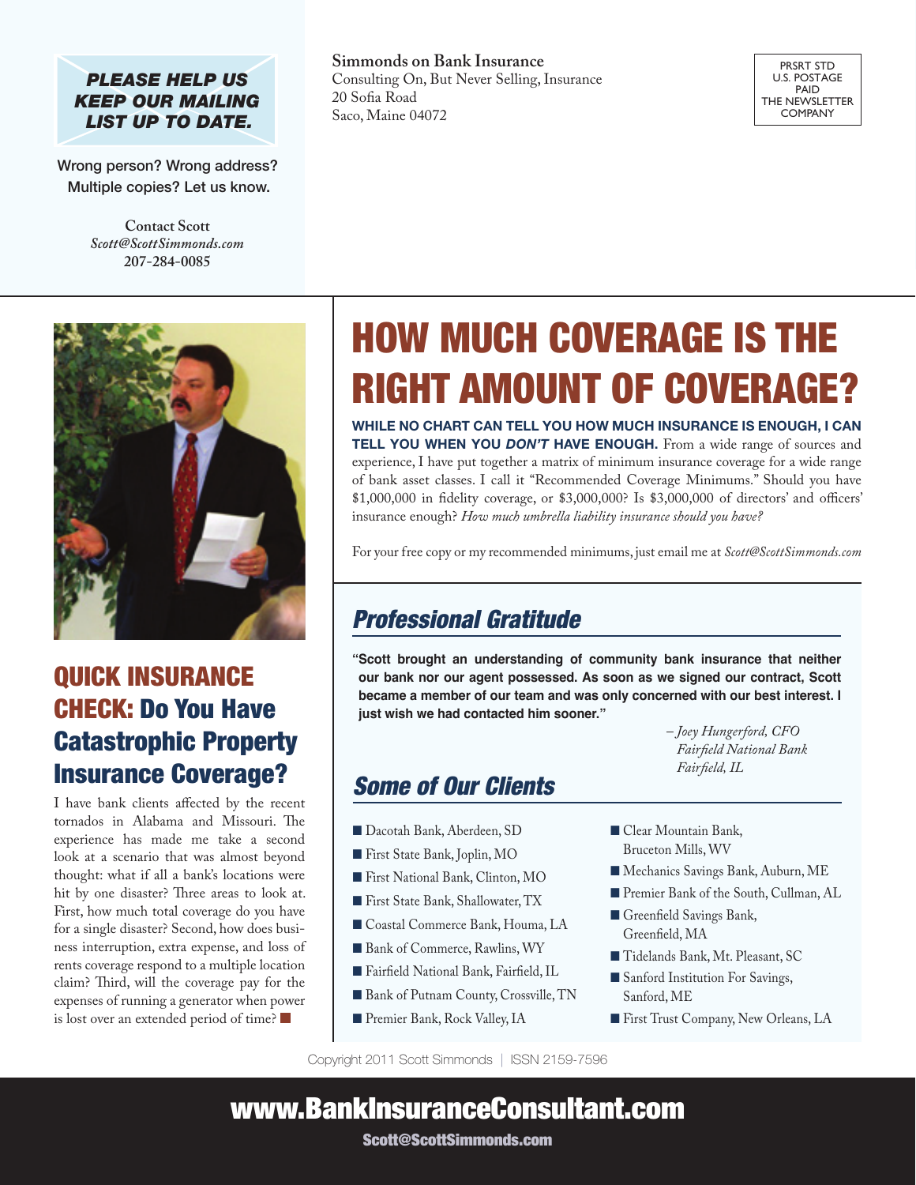**PLEASE HELP US KEEP OUR MAILING LIST UP TO DATE.**

Wrong person? Wrong address? Multiple copies? Let us know.

**Contact Scott**
*Scott@ScottSimmonds.com*
**207-284-0085**

**Simmonds on Bank Insurance**
Consulting On, But Never Selling, Insurance
20 Sofia Road
Saco, Maine 04072

PRSRT STD
U.S. POSTAGE
PAID
THE NEWSLETTER COMPANY

# HOW MUCH COVERAGE IS THE RIGHT AMOUNT OF COVERAGE?

**WHILE NO CHART CAN TELL YOU HOW MUCH INSURANCE IS ENOUGH, I CAN TELL YOU WHEN YOU *DON'T* HAVE ENOUGH.** From a wide range of sources and experience, I have put together a matrix of minimum insurance coverage for a wide range of bank asset classes. I call it "Recommended Coverage Minimums." Should you have $1,000,000 in fidelity coverage, or $3,000,000? Is $3,000,000 of directors' and officers' insurance enough? *How much umbrella liability insurance should you have?*

For your free copy or my recommended minimums, just email me at *Scott@ScottSimmonds.com*

## QUICK INSURANCE CHECK: Do You Have Catastrophic Property Insurance Coverage?

I have bank clients affected by the recent tornados in Alabama and Missouri. The experience has made me take a second look at a scenario that was almost beyond thought: what if all a bank's locations were hit by one disaster? Three areas to look at. First, how much total coverage do you have for a single disaster? Second, how does business interruption, extra expense, and loss of rents coverage respond to a multiple location claim? Third, will the coverage pay for the expenses of running a generator when power is lost over an extended period of time? ■

## *Professional Gratitude*

**"Scott brought an understanding of community bank insurance that neither our bank nor our agent possessed. As soon as we signed our contract, Scott became a member of our team and was only concerned with our best interest. I just wish we had contacted him sooner."**

*– Joey Hungerford, CFO*
*Fairfield National Bank*
*Fairfield, IL*

## *Some of Our Clients*

- Dacotah Bank, Aberdeen, SD
- First State Bank, Joplin, MO
- First National Bank, Clinton, MO
- First State Bank, Shallowater, TX
- Coastal Commerce Bank, Houma, LA
- Bank of Commerce, Rawlins, WY
- Fairfield National Bank, Fairfield, IL
- Bank of Putnam County, Crossville, TN
- Premier Bank, Rock Valley, IA
- Clear Mountain Bank, Bruceton Mills, WV
- Mechanics Savings Bank, Auburn, ME
- Premier Bank of the South, Cullman, AL
- Greenfield Savings Bank, Greenfield, MA
- Tidelands Bank, Mt. Pleasant, SC
- Sanford Institution For Savings, Sanford, ME
- First Trust Company, New Orleans, LA

Copyright 2011 Scott Simmonds | ISSN 2159-7596

**www.BankInsuranceConsultant.com**

**Scott@ScottSimmonds.com**